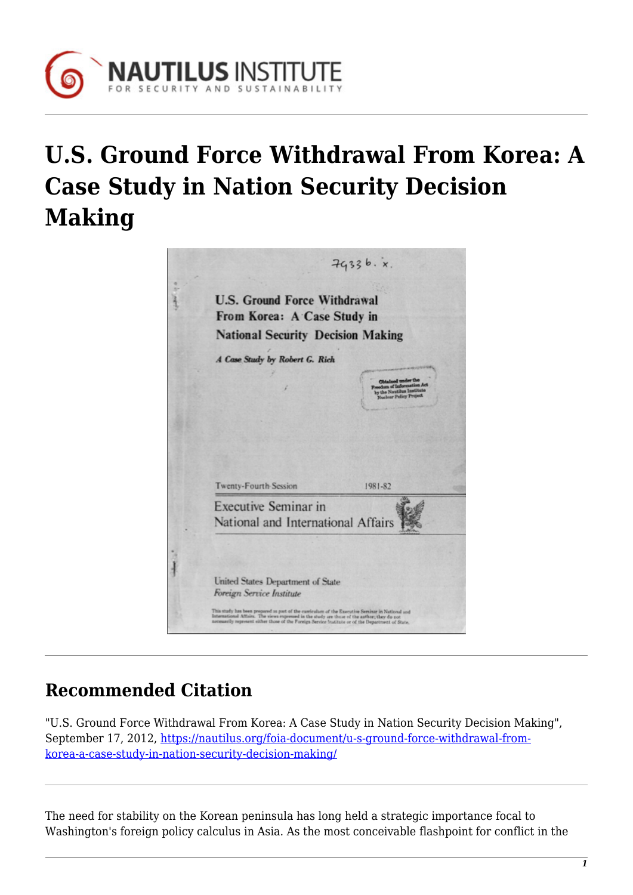# U.S. Ground Force Withdrawal From Korea: A Case Study in Nation Security Decision Making

79336. x.

U.S. Ground Force Withdrawal From Korea: A Case Study in National Security Decision Making

*A Case Study by Robert G. Rich*

Obtained under the Freedom of Information Act by the Nautilus Institute Nuclear Policy Project

Twenty-Fourth Session 1981-82

Executive Seminar in National and International Affairs

United States Department of State

*Foreign Service Institute*

This study has been prepared as part of the curriculum of the Executive Seminar in National and International Affairs. The views expressed in the study are those of the author; they do not necessarily represent either those of the Foreign Service Institute or of the Department of State.

## Recommended Citation

"U.S. Ground Force Withdrawal From Korea: A Case Study in Nation Security Decision Making", September 17, 2012, https://nautilus.org/foia-document/u-s-ground-force-withdrawal-from-korea-a-case-study-in-nation-security-decision-making/

The need for stability on the Korean peninsula has long held a strategic importance focal to Washington's foreign policy calculus in Asia. As the most conceivable flashpoint for conflict in the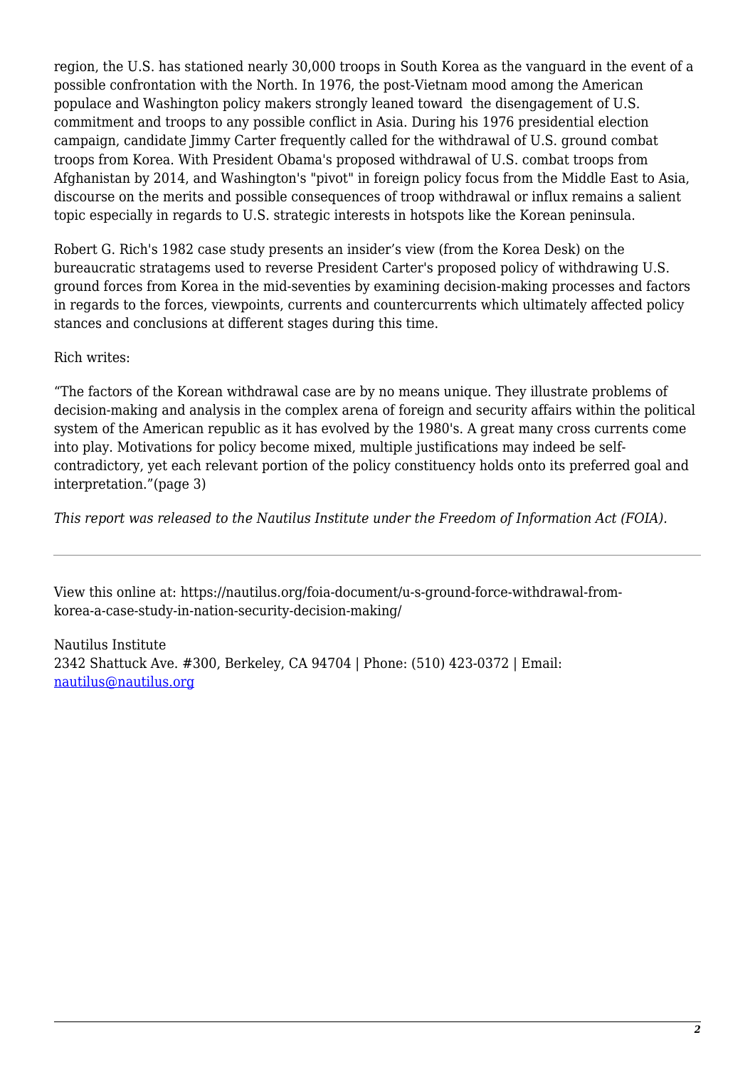region, the U.S. has stationed nearly 30,000 troops in South Korea as the vanguard in the event of a possible confrontation with the North. In 1976, the post-Vietnam mood among the American populace and Washington policy makers strongly leaned toward the disengagement of U.S. commitment and troops to any possible conflict in Asia. During his 1976 presidential election campaign, candidate Jimmy Carter frequently called for the withdrawal of U.S. ground combat troops from Korea. With President Obama's proposed withdrawal of U.S. combat troops from Afghanistan by 2014, and Washington's "pivot" in foreign policy focus from the Middle East to Asia, discourse on the merits and possible consequences of troop withdrawal or influx remains a salient topic especially in regards to U.S. strategic interests in hotspots like the Korean peninsula.

Robert G. Rich's 1982 case study presents an insider's view (from the Korea Desk) on the bureaucratic stratagems used to reverse President Carter's proposed policy of withdrawing U.S. ground forces from Korea in the mid-seventies by examining decision-making processes and factors in regards to the forces, viewpoints, currents and countercurrents which ultimately affected policy stances and conclusions at different stages during this time.

Rich writes:

"The factors of the Korean withdrawal case are by no means unique. They illustrate problems of decision-making and analysis in the complex arena of foreign and security affairs within the political system of the American republic as it has evolved by the 1980's. A great many cross currents come into play. Motivations for policy become mixed, multiple justifications may indeed be self-contradictory, yet each relevant portion of the policy constituency holds onto its preferred goal and interpretation."(page 3)

*This report was released to the Nautilus Institute under the Freedom of Information Act (FOIA).*

---

View this online at: https://nautilus.org/foia-document/u-s-ground-force-withdrawal-from-korea-a-case-study-in-nation-security-decision-making/

Nautilus Institute
2342 Shattuck Ave. #300, Berkeley, CA 94704 | Phone: (510) 423-0372 | Email: nautilus@nautilus.org